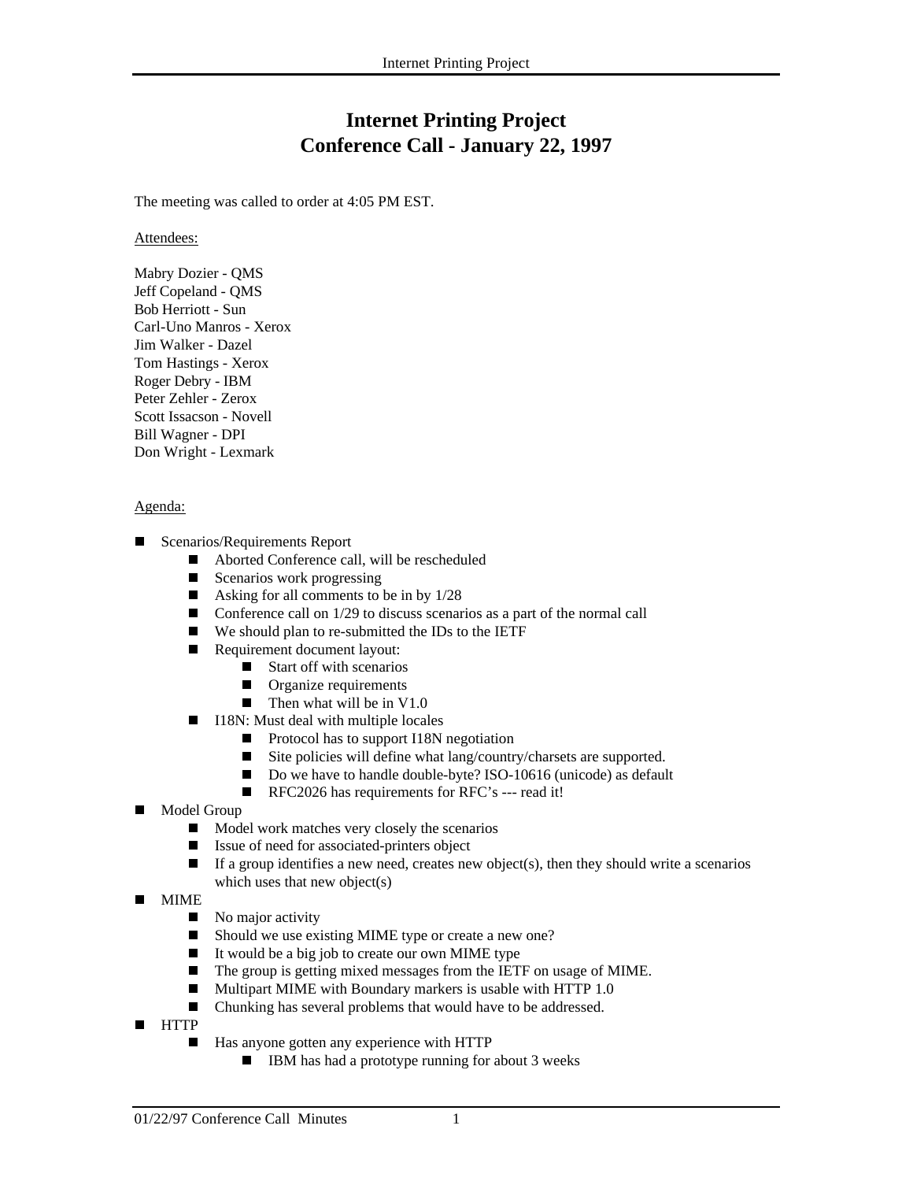# Internet Printing Project
# Conference Call - January 22, 1997

The meeting was called to order at 4:05 PM EST.

Attendees:

Mabry Dozier - QMS
Jeff Copeland - QMS
Bob Herriott - Sun
Carl-Uno Manros - Xerox
Jim Walker - Dazel
Tom Hastings - Xerox
Roger Debry - IBM
Peter Zehler - Zerox
Scott Issacson - Novell
Bill Wagner - DPI
Don Wright - Lexmark

Agenda:

- Scenarios/Requirements Report
  - Aborted Conference call, will be rescheduled
  - Scenarios work progressing
  - Asking for all comments to be in by 1/28
  - Conference call on 1/29 to discuss scenarios as a part of the normal call
  - We should plan to re-submitted the IDs to the IETF
  - Requirement document layout:
    - Start off with scenarios
    - Organize requirements
    - Then what will be in V1.0
  - I18N: Must deal with multiple locales
    - Protocol has to support I18N negotiation
    - Site policies will define what lang/country/charsets are supported.
    - Do we have to handle double-byte? ISO-10616 (unicode) as default
    - RFC2026 has requirements for RFC's --- read it!
- Model Group
  - Model work matches very closely the scenarios
  - Issue of need for associated-printers object
  - If a group identifies a new need, creates new object(s), then they should write a scenarios which uses that new object(s)
- MIME
  - No major activity
  - Should we use existing MIME type or create a new one?
  - It would be a big job to create our own MIME type
  - The group is getting mixed messages from the IETF on usage of MIME.
  - Multipart MIME with Boundary markers is usable with HTTP 1.0
  - Chunking has several problems that would have to be addressed.
- HTTP
  - Has anyone gotten any experience with HTTP
    - IBM has had a prototype running for about 3 weeks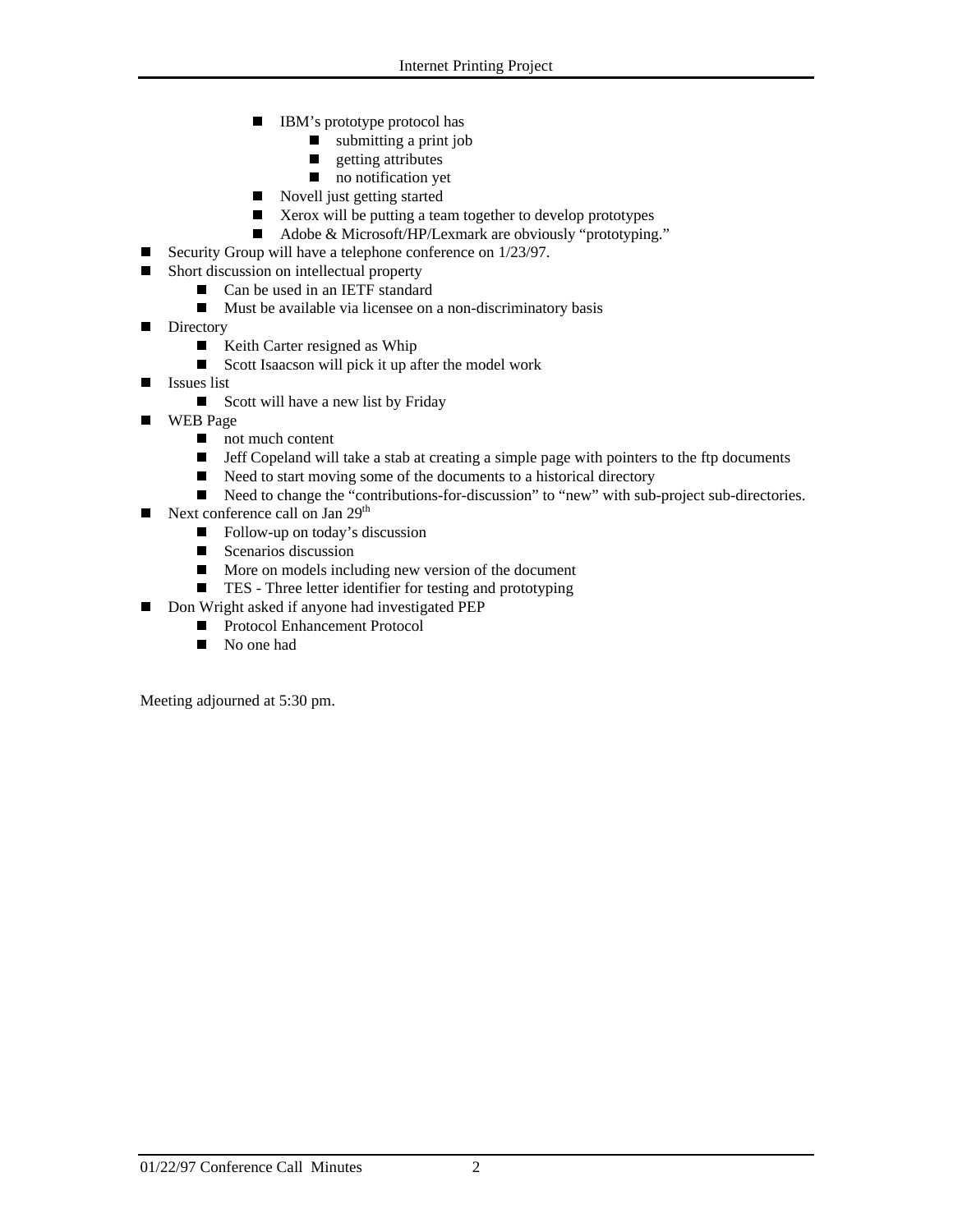- IBM's prototype protocol has
      - submitting a print job
      - getting attributes
      - no notification yet
    - Novell just getting started
    - Xerox will be putting a team together to develop prototypes
    - Adobe & Microsoft/HP/Lexmark are obviously "prototyping."
- Security Group will have a telephone conference on 1/23/97.
- Short discussion on intellectual property
  - Can be used in an IETF standard
  - Must be available via licensee on a non-discriminatory basis
- Directory
  - Keith Carter resigned as Whip
  - Scott Isaacson will pick it up after the model work
- Issues list
  - Scott will have a new list by Friday
- WEB Page
  - not much content
  - Jeff Copeland will take a stab at creating a simple page with pointers to the ftp documents
  - Need to start moving some of the documents to a historical directory
  - Need to change the "contributions-for-discussion" to "new" with sub-project sub-directories.
- Next conference call on Jan 29th
  - Follow-up on today's discussion
  - Scenarios discussion
  - More on models including new version of the document
  - TES - Three letter identifier for testing and prototyping
- Don Wright asked if anyone had investigated PEP
  - Protocol Enhancement Protocol
  - No one had

Meeting adjourned at 5:30 pm.